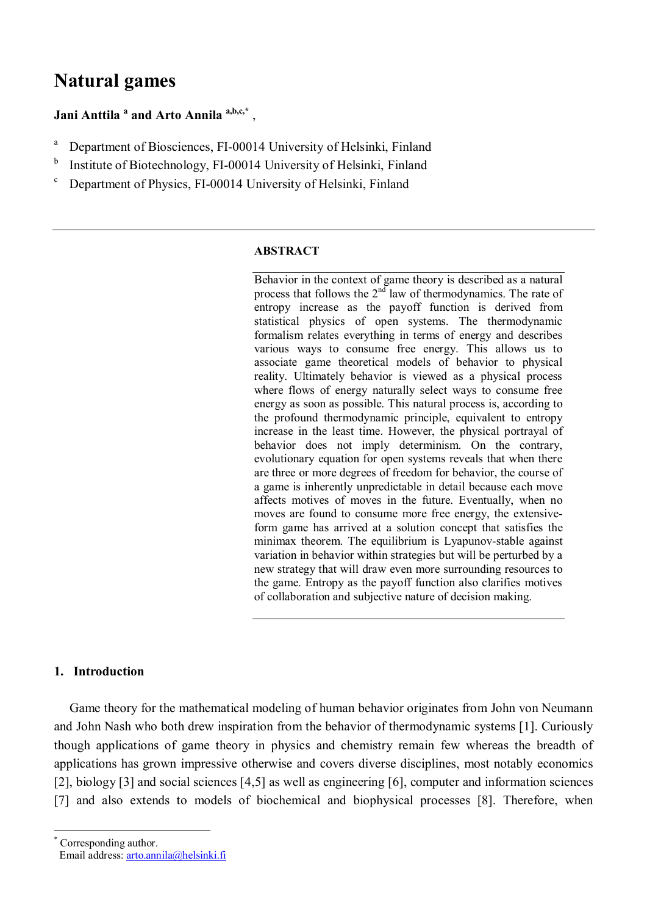# Natural games

**Jani Anttila [a] and Arto Annila [a,b,c,*]** ,

[a] Department of Biosciences, FI-00014 University of Helsinki, Finland

[b] Institute of Biotechnology, FI-00014 University of Helsinki, Finland

[c] Department of Physics, FI-00014 University of Helsinki, Finland

---

**ABSTRACT**

Behavior in the context of game theory is described as a natural process that follows the 2nd law of thermodynamics. The rate of entropy increase as the payoff function is derived from statistical physics of open systems. The thermodynamic formalism relates everything in terms of energy and describes various ways to consume free energy. This allows us to associate game theoretical models of behavior to physical reality. Ultimately behavior is viewed as a physical process where flows of energy naturally select ways to consume free energy as soon as possible. This natural process is, according to the profound thermodynamic principle, equivalent to entropy increase in the least time. However, the physical portrayal of behavior does not imply determinism. On the contrary, evolutionary equation for open systems reveals that when there are three or more degrees of freedom for behavior, the course of a game is inherently unpredictable in detail because each move affects motives of moves in the future. Eventually, when no moves are found to consume more free energy, the extensive-form game has arrived at a solution concept that satisfies the minimax theorem. The equilibrium is Lyapunov-stable against variation in behavior within strategies but will be perturbed by a new strategy that will draw even more surrounding resources to the game. Entropy as the payoff function also clarifies motives of collaboration and subjective nature of decision making.

---

## 1. Introduction

Game theory for the mathematical modeling of human behavior originates from John von Neumann and John Nash who both drew inspiration from the behavior of thermodynamic systems [1]. Curiously though applications of game theory in physics and chemistry remain few whereas the breadth of applications has grown impressive otherwise and covers diverse disciplines, most notably economics [2], biology [3] and social sciences [4,5] as well as engineering [6], computer and information sciences [7] and also extends to models of biochemical and biophysical processes [8]. Therefore, when

---

[*] Corresponding author.
Email address: arto.annila@helsinki.fi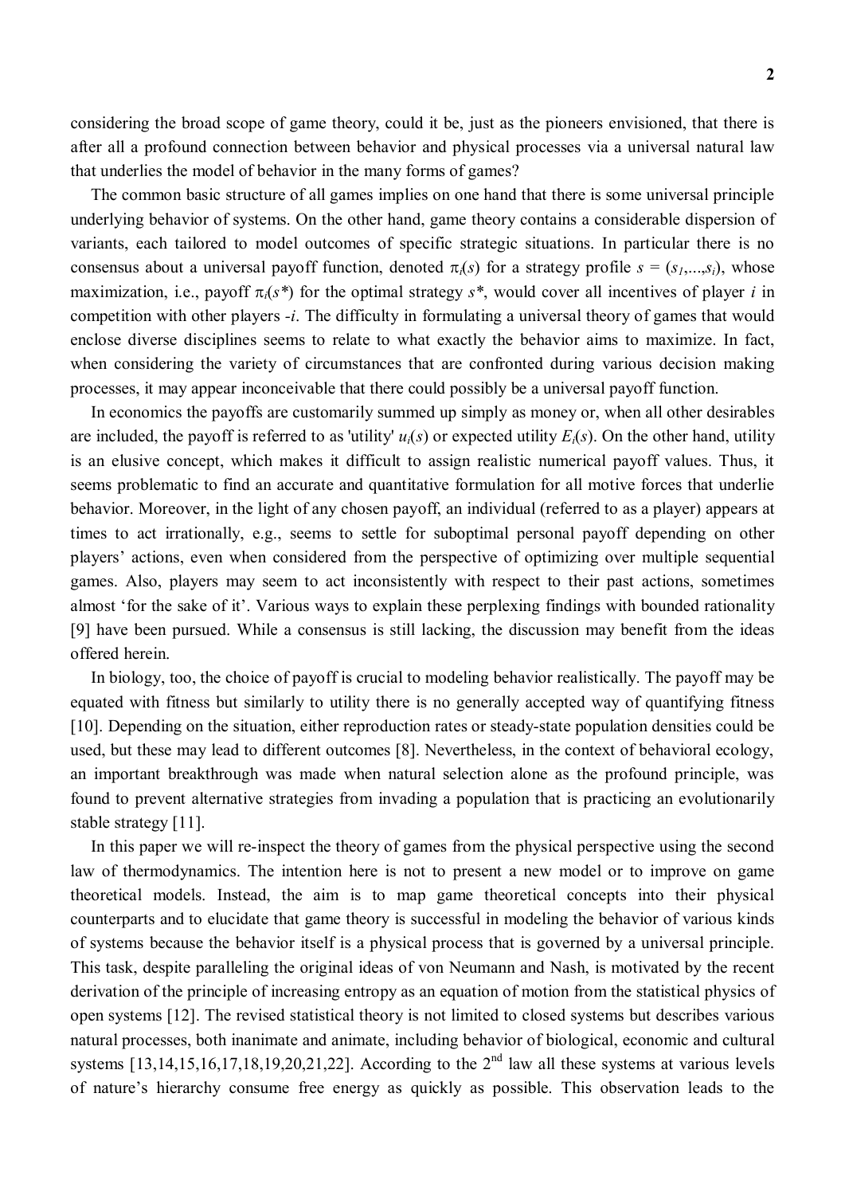considering the broad scope of game theory, could it be, just as the pioneers envisioned, that there is after all a profound connection between behavior and physical processes via a universal natural law that underlies the model of behavior in the many forms of games?

The common basic structure of all games implies on one hand that there is some universal principle underlying behavior of systems. On the other hand, game theory contains a considerable dispersion of variants, each tailored to model outcomes of specific strategic situations. In particular there is no consensus about a universal payoff function, denoted $\pi_i(s)$ for a strategy profile $s = (s_1,...,s_i)$, whose maximization, i.e., payoff $\pi_i(s^*)$ for the optimal strategy $s^*$, would cover all incentives of player $i$ in competition with other players $-i$. The difficulty in formulating a universal theory of games that would enclose diverse disciplines seems to relate to what exactly the behavior aims to maximize. In fact, when considering the variety of circumstances that are confronted during various decision making processes, it may appear inconceivable that there could possibly be a universal payoff function.

In economics the payoffs are customarily summed up simply as money or, when all other desirables are included, the payoff is referred to as 'utility' $u_i(s)$ or expected utility $E_i(s)$. On the other hand, utility is an elusive concept, which makes it difficult to assign realistic numerical payoff values. Thus, it seems problematic to find an accurate and quantitative formulation for all motive forces that underlie behavior. Moreover, in the light of any chosen payoff, an individual (referred to as a player) appears at times to act irrationally, e.g., seems to settle for suboptimal personal payoff depending on other players' actions, even when considered from the perspective of optimizing over multiple sequential games. Also, players may seem to act inconsistently with respect to their past actions, sometimes almost 'for the sake of it'. Various ways to explain these perplexing findings with bounded rationality [9] have been pursued. While a consensus is still lacking, the discussion may benefit from the ideas offered herein.

In biology, too, the choice of payoff is crucial to modeling behavior realistically. The payoff may be equated with fitness but similarly to utility there is no generally accepted way of quantifying fitness [10]. Depending on the situation, either reproduction rates or steady-state population densities could be used, but these may lead to different outcomes [8]. Nevertheless, in the context of behavioral ecology, an important breakthrough was made when natural selection alone as the profound principle, was found to prevent alternative strategies from invading a population that is practicing an evolutionarily stable strategy [11].

In this paper we will re-inspect the theory of games from the physical perspective using the second law of thermodynamics. The intention here is not to present a new model or to improve on game theoretical models. Instead, the aim is to map game theoretical concepts into their physical counterparts and to elucidate that game theory is successful in modeling the behavior of various kinds of systems because the behavior itself is a physical process that is governed by a universal principle. This task, despite paralleling the original ideas of von Neumann and Nash, is motivated by the recent derivation of the principle of increasing entropy as an equation of motion from the statistical physics of open systems [12]. The revised statistical theory is not limited to closed systems but describes various natural processes, both inanimate and animate, including behavior of biological, economic and cultural systems [13,14,15,16,17,18,19,20,21,22]. According to the 2nd law all these systems at various levels of nature's hierarchy consume free energy as quickly as possible. This observation leads to the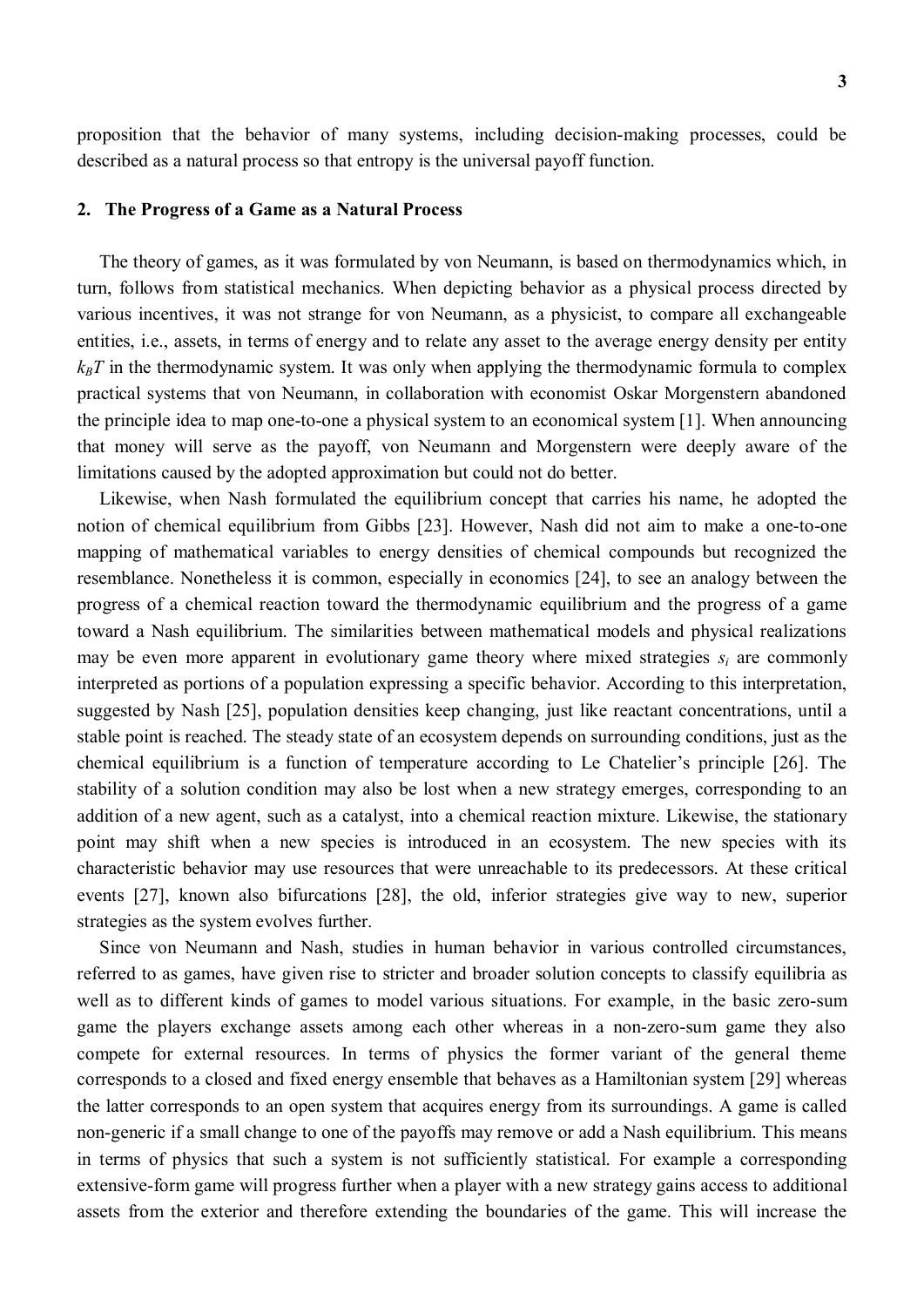proposition that the behavior of many systems, including decision-making processes, could be described as a natural process so that entropy is the universal payoff function.

## 2. The Progress of a Game as a Natural Process

The theory of games, as it was formulated by von Neumann, is based on thermodynamics which, in turn, follows from statistical mechanics. When depicting behavior as a physical process directed by various incentives, it was not strange for von Neumann, as a physicist, to compare all exchangeable entities, i.e., assets, in terms of energy and to relate any asset to the average energy density per entity $k_BT$ in the thermodynamic system. It was only when applying the thermodynamic formula to complex practical systems that von Neumann, in collaboration with economist Oskar Morgenstern abandoned the principle idea to map one-to-one a physical system to an economical system [1]. When announcing that money will serve as the payoff, von Neumann and Morgenstern were deeply aware of the limitations caused by the adopted approximation but could not do better.

Likewise, when Nash formulated the equilibrium concept that carries his name, he adopted the notion of chemical equilibrium from Gibbs [23]. However, Nash did not aim to make a one-to-one mapping of mathematical variables to energy densities of chemical compounds but recognized the resemblance. Nonetheless it is common, especially in economics [24], to see an analogy between the progress of a chemical reaction toward the thermodynamic equilibrium and the progress of a game toward a Nash equilibrium. The similarities between mathematical models and physical realizations may be even more apparent in evolutionary game theory where mixed strategies $s_i$ are commonly interpreted as portions of a population expressing a specific behavior. According to this interpretation, suggested by Nash [25], population densities keep changing, just like reactant concentrations, until a stable point is reached. The steady state of an ecosystem depends on surrounding conditions, just as the chemical equilibrium is a function of temperature according to Le Chatelier's principle [26]. The stability of a solution condition may also be lost when a new strategy emerges, corresponding to an addition of a new agent, such as a catalyst, into a chemical reaction mixture. Likewise, the stationary point may shift when a new species is introduced in an ecosystem. The new species with its characteristic behavior may use resources that were unreachable to its predecessors. At these critical events [27], known also bifurcations [28], the old, inferior strategies give way to new, superior strategies as the system evolves further.

Since von Neumann and Nash, studies in human behavior in various controlled circumstances, referred to as games, have given rise to stricter and broader solution concepts to classify equilibria as well as to different kinds of games to model various situations. For example, in the basic zero-sum game the players exchange assets among each other whereas in a non-zero-sum game they also compete for external resources. In terms of physics the former variant of the general theme corresponds to a closed and fixed energy ensemble that behaves as a Hamiltonian system [29] whereas the latter corresponds to an open system that acquires energy from its surroundings. A game is called non-generic if a small change to one of the payoffs may remove or add a Nash equilibrium. This means in terms of physics that such a system is not sufficiently statistical. For example a corresponding extensive-form game will progress further when a player with a new strategy gains access to additional assets from the exterior and therefore extending the boundaries of the game. This will increase the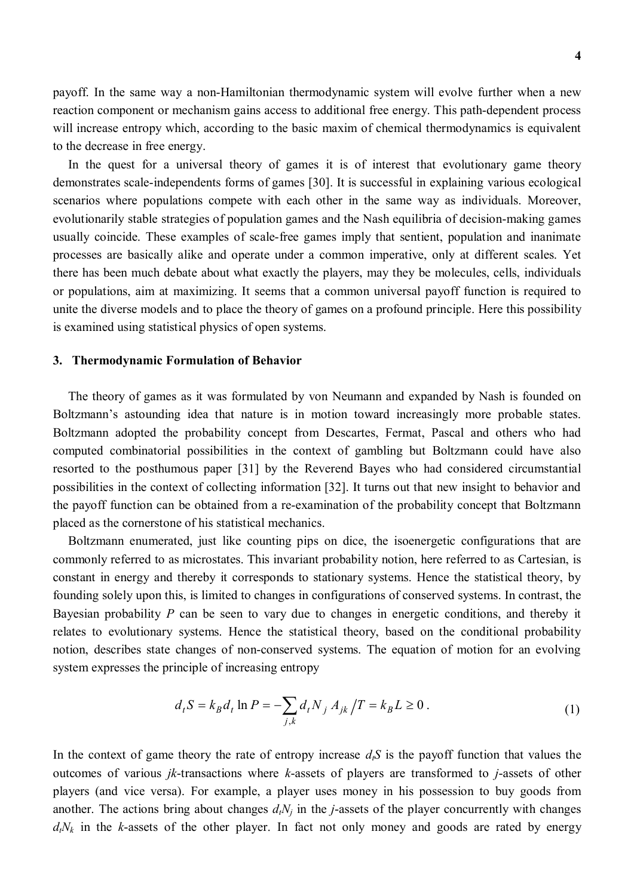payoff. In the same way a non-Hamiltonian thermodynamic system will evolve further when a new reaction component or mechanism gains access to additional free energy. This path-dependent process will increase entropy which, according to the basic maxim of chemical thermodynamics is equivalent to the decrease in free energy.

In the quest for a universal theory of games it is of interest that evolutionary game theory demonstrates scale-independents forms of games [30]. It is successful in explaining various ecological scenarios where populations compete with each other in the same way as individuals. Moreover, evolutionarily stable strategies of population games and the Nash equilibria of decision-making games usually coincide. These examples of scale-free games imply that sentient, population and inanimate processes are basically alike and operate under a common imperative, only at different scales. Yet there has been much debate about what exactly the players, may they be molecules, cells, individuals or populations, aim at maximizing. It seems that a common universal payoff function is required to unite the diverse models and to place the theory of games on a profound principle. Here this possibility is examined using statistical physics of open systems.

## 3. Thermodynamic Formulation of Behavior

The theory of games as it was formulated by von Neumann and expanded by Nash is founded on Boltzmann's astounding idea that nature is in motion toward increasingly more probable states. Boltzmann adopted the probability concept from Descartes, Fermat, Pascal and others who had computed combinatorial possibilities in the context of gambling but Boltzmann could have also resorted to the posthumous paper [31] by the Reverend Bayes who had considered circumstantial possibilities in the context of collecting information [32]. It turns out that new insight to behavior and the payoff function can be obtained from a re-examination of the probability concept that Boltzmann placed as the cornerstone of his statistical mechanics.

Boltzmann enumerated, just like counting pips on dice, the isoenergetic configurations that are commonly referred to as microstates. This invariant probability notion, here referred to as Cartesian, is constant in energy and thereby it corresponds to stationary systems. Hence the statistical theory, by founding solely upon this, is limited to changes in configurations of conserved systems. In contrast, the Bayesian probability $P$ can be seen to vary due to changes in energetic conditions, and thereby it relates to evolutionary systems. Hence the statistical theory, based on the conditional probability notion, describes state changes of non-conserved systems. The equation of motion for an evolving system expresses the principle of increasing entropy

$$d_t S = k_B d_t \ln P = -\sum_{j,k} d_t N_j \, A_{jk} \big/ T = k_B L \geq 0 \,. \tag{1}$$

In the context of game theory the rate of entropy increase $d_t S$ is the payoff function that values the outcomes of various $jk$-transactions where $k$-assets of players are transformed to $j$-assets of other players (and vice versa). For example, a player uses money in his possession to buy goods from another. The actions bring about changes $d_t N_j$ in the $j$-assets of the player concurrently with changes $d_t N_k$ in the $k$-assets of the other player. In fact not only money and goods are rated by energy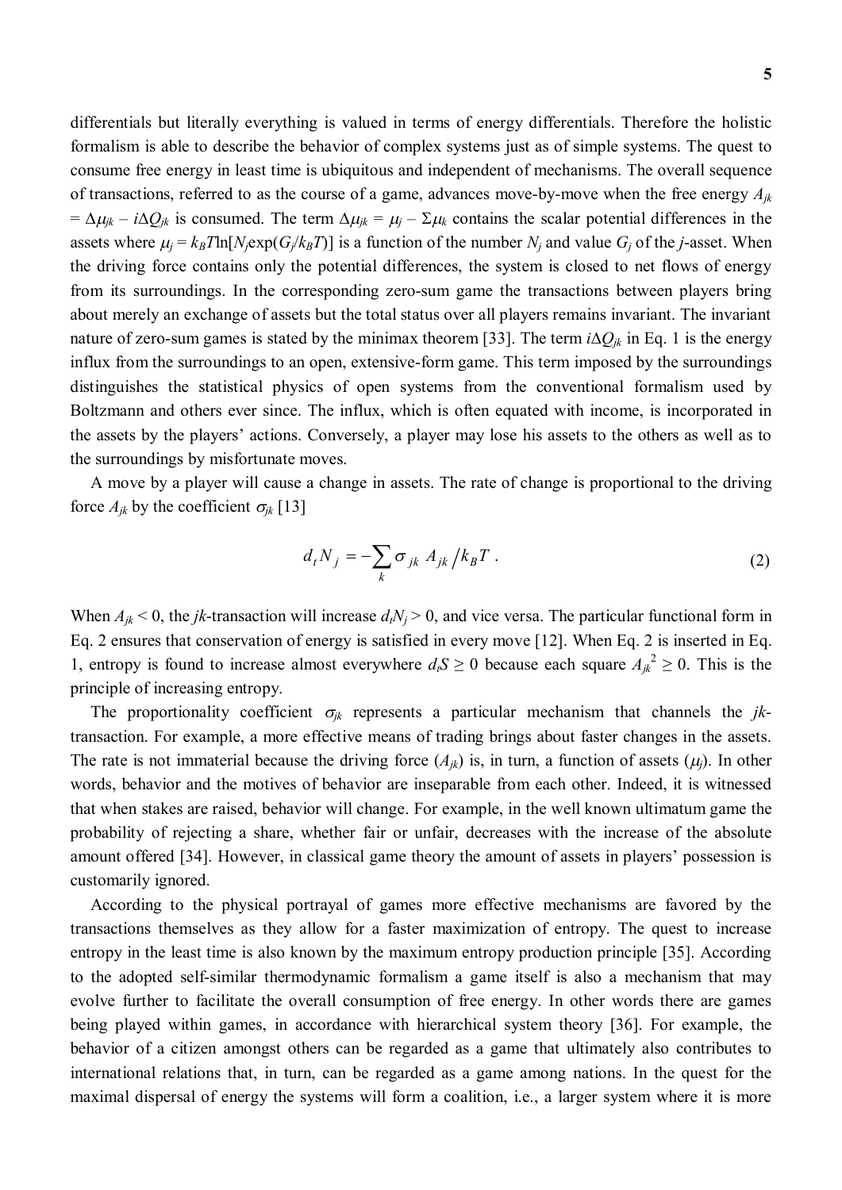differentials but literally everything is valued in terms of energy differentials. Therefore the holistic formalism is able to describe the behavior of complex systems just as of simple systems. The quest to consume free energy in least time is ubiquitous and independent of mechanisms. The overall sequence of transactions, referred to as the course of a game, advances move-by-move when the free energy $A_{jk} = \Delta\mu_{jk} - i\Delta Q_{jk}$ is consumed. The term $\Delta\mu_{jk} = \mu_j - \Sigma\mu_k$ contains the scalar potential differences in the assets where $\mu_j = k_BT\ln[N_j\exp(G_j/k_BT)]$ is a function of the number $N_j$ and value $G_j$ of the $j$-asset. When the driving force contains only the potential differences, the system is closed to net flows of energy from its surroundings. In the corresponding zero-sum game the transactions between players bring about merely an exchange of assets but the total status over all players remains invariant. The invariant nature of zero-sum games is stated by the minimax theorem [33]. The term $i\Delta Q_{jk}$ in Eq. 1 is the energy influx from the surroundings to an open, extensive-form game. This term imposed by the surroundings distinguishes the statistical physics of open systems from the conventional formalism used by Boltzmann and others ever since. The influx, which is often equated with income, is incorporated in the assets by the players' actions. Conversely, a player may lose his assets to the others as well as to the surroundings by misfortunate moves.

A move by a player will cause a change in assets. The rate of change is proportional to the driving force $A_{jk}$ by the coefficient $\sigma_{jk}$ [13]

$$d_t N_j = -\sum_k \sigma_{jk} \, A_{jk} / k_B T \; . \tag{2}$$

When $A_{jk} < 0$, the $jk$-transaction will increase $d_tN_j > 0$, and vice versa. The particular functional form in Eq. 2 ensures that conservation of energy is satisfied in every move [12]. When Eq. 2 is inserted in Eq. 1, entropy is found to increase almost everywhere $d_tS \geq 0$ because each square $A_{jk}^2 \geq 0$. This is the principle of increasing entropy.

The proportionality coefficient $\sigma_{jk}$ represents a particular mechanism that channels the $jk$-transaction. For example, a more effective means of trading brings about faster changes in the assets. The rate is not immaterial because the driving force ($A_{jk}$) is, in turn, a function of assets ($\mu_j$). In other words, behavior and the motives of behavior are inseparable from each other. Indeed, it is witnessed that when stakes are raised, behavior will change. For example, in the well known ultimatum game the probability of rejecting a share, whether fair or unfair, decreases with the increase of the absolute amount offered [34]. However, in classical game theory the amount of assets in players' possession is customarily ignored.

According to the physical portrayal of games more effective mechanisms are favored by the transactions themselves as they allow for a faster maximization of entropy. The quest to increase entropy in the least time is also known by the maximum entropy production principle [35]. According to the adopted self-similar thermodynamic formalism a game itself is also a mechanism that may evolve further to facilitate the overall consumption of free energy. In other words there are games being played within games, in accordance with hierarchical system theory [36]. For example, the behavior of a citizen amongst others can be regarded as a game that ultimately also contributes to international relations that, in turn, can be regarded as a game among nations. In the quest for the maximal dispersal of energy the systems will form a coalition, i.e., a larger system where it is more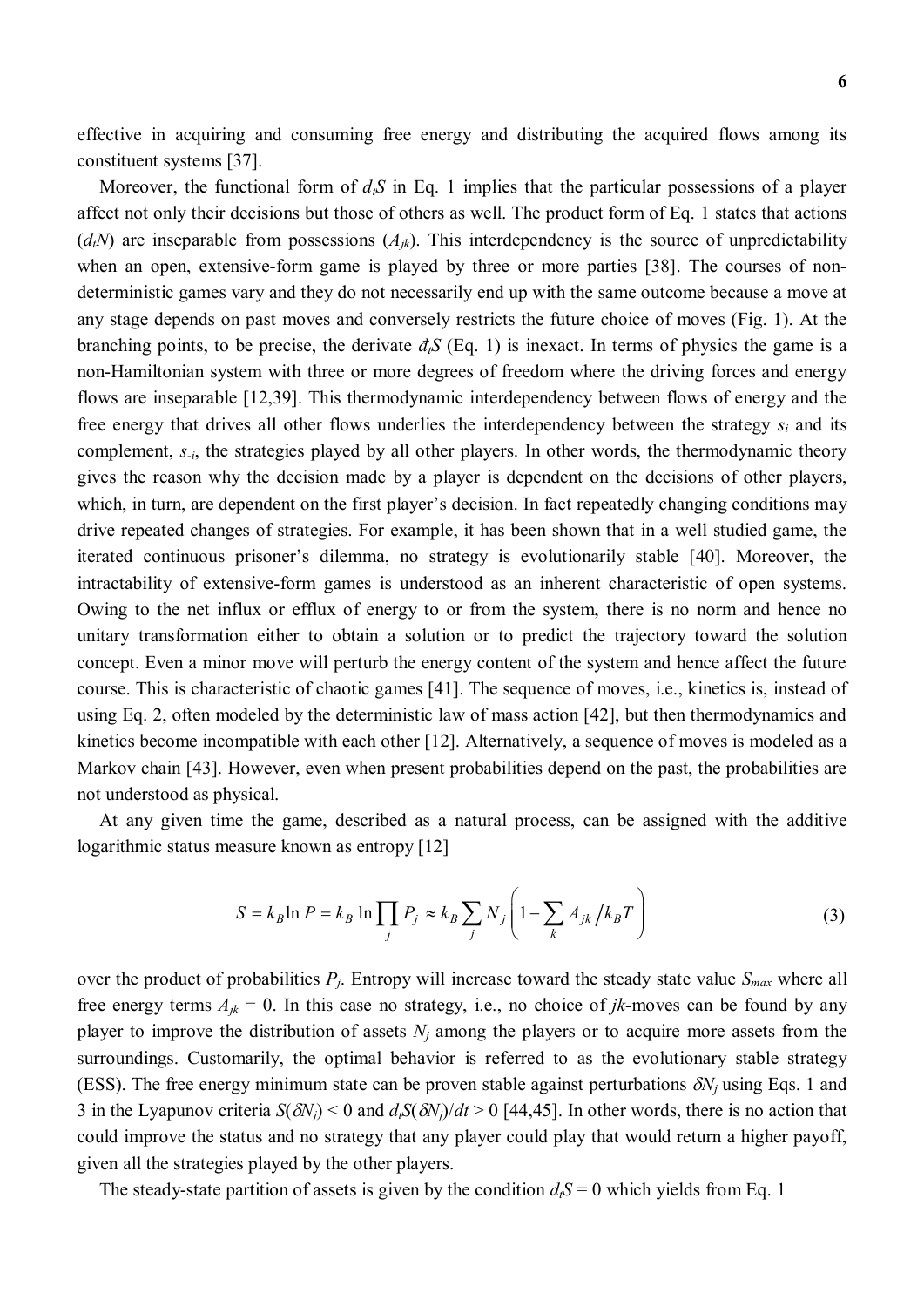effective in acquiring and consuming free energy and distributing the acquired flows among its constituent systems [37].

Moreover, the functional form of $d_tS$ in Eq. 1 implies that the particular possessions of a player affect not only their decisions but those of others as well. The product form of Eq. 1 states that actions ($d_tN$) are inseparable from possessions ($A_{jk}$). This interdependency is the source of unpredictability when an open, extensive-form game is played by three or more parties [38]. The courses of non-deterministic games vary and they do not necessarily end up with the same outcome because a move at any stage depends on past moves and conversely restricts the future choice of moves (Fig. 1). At the branching points, to be precise, the derivate $đ_tS$ (Eq. 1) is inexact. In terms of physics the game is a non-Hamiltonian system with three or more degrees of freedom where the driving forces and energy flows are inseparable [12,39]. This thermodynamic interdependency between flows of energy and the free energy that drives all other flows underlies the interdependency between the strategy $s_i$ and its complement, $s_{-i}$, the strategies played by all other players. In other words, the thermodynamic theory gives the reason why the decision made by a player is dependent on the decisions of other players, which, in turn, are dependent on the first player's decision. In fact repeatedly changing conditions may drive repeated changes of strategies. For example, it has been shown that in a well studied game, the iterated continuous prisoner's dilemma, no strategy is evolutionarily stable [40]. Moreover, the intractability of extensive-form games is understood as an inherent characteristic of open systems. Owing to the net influx or efflux of energy to or from the system, there is no norm and hence no unitary transformation either to obtain a solution or to predict the trajectory toward the solution concept. Even a minor move will perturb the energy content of the system and hence affect the future course. This is characteristic of chaotic games [41]. The sequence of moves, i.e., kinetics is, instead of using Eq. 2, often modeled by the deterministic law of mass action [42], but then thermodynamics and kinetics become incompatible with each other [12]. Alternatively, a sequence of moves is modeled as a Markov chain [43]. However, even when present probabilities depend on the past, the probabilities are not understood as physical.

At any given time the game, described as a natural process, can be assigned with the additive logarithmic status measure known as entropy [12]

$$S = k_B \ln P = k_B \ln \prod_j P_j \approx k_B \sum_j N_j \left( 1 - \sum_k A_{jk} / k_B T \right) \tag{3}$$

over the product of probabilities $P_j$. Entropy will increase toward the steady state value $S_{max}$ where all free energy terms $A_{jk} = 0$. In this case no strategy, i.e., no choice of $jk$-moves can be found by any player to improve the distribution of assets $N_j$ among the players or to acquire more assets from the surroundings. Customarily, the optimal behavior is referred to as the evolutionary stable strategy (ESS). The free energy minimum state can be proven stable against perturbations $\delta N_j$ using Eqs. 1 and 3 in the Lyapunov criteria $S(\delta N_j) < 0$ and $d_tS(\delta N_j)/dt > 0$ [44,45]. In other words, there is no action that could improve the status and no strategy that any player could play that would return a higher payoff, given all the strategies played by the other players.

The steady-state partition of assets is given by the condition $d_tS = 0$ which yields from Eq. 1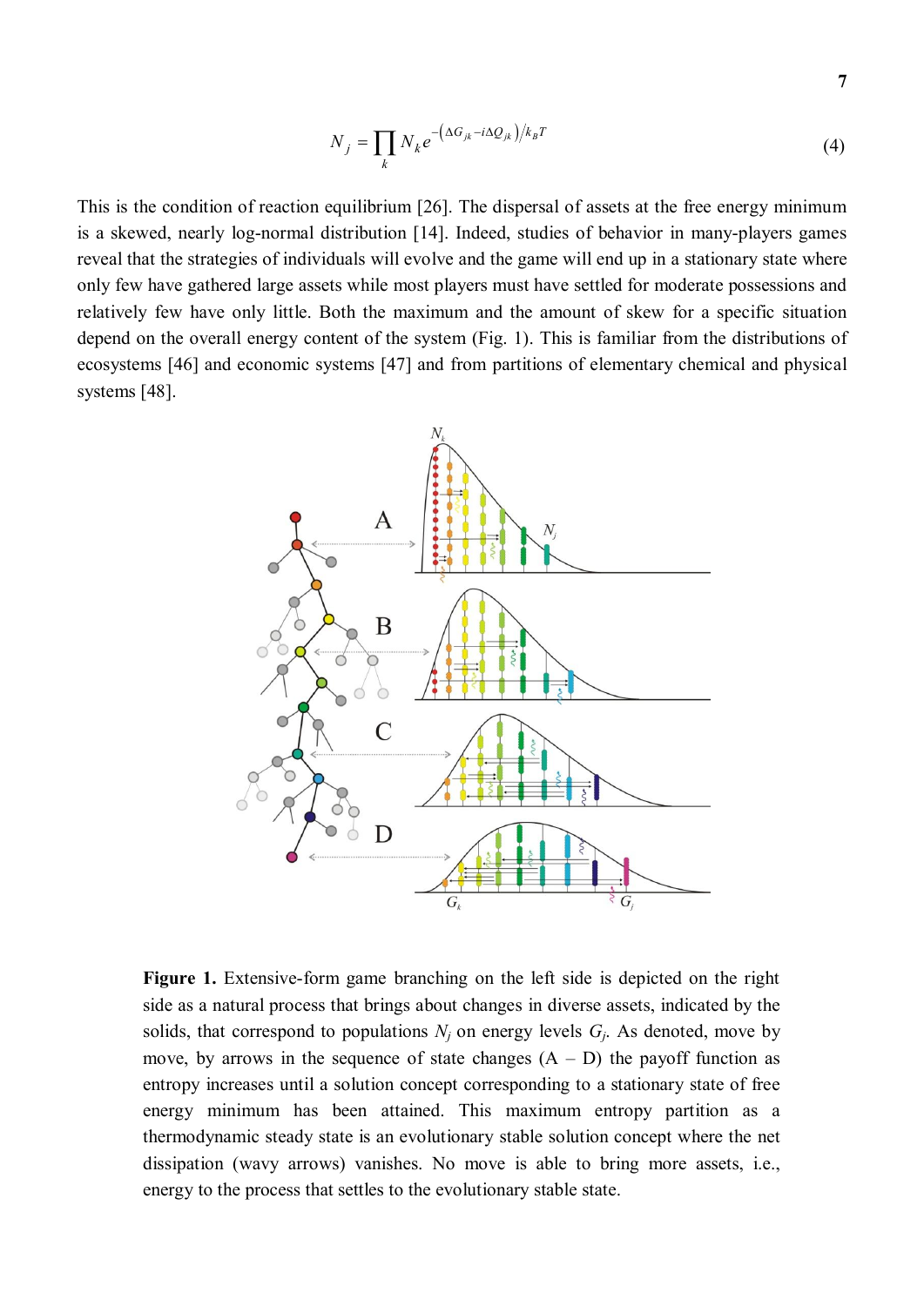$$N_j = \prod_k N_k e^{-\left(\Delta G_{jk} - i\Delta Q_{jk}\right)/k_B T} \tag{4}$$

This is the condition of reaction equilibrium [26]. The dispersal of assets at the free energy minimum is a skewed, nearly log-normal distribution [14]. Indeed, studies of behavior in many-players games reveal that the strategies of individuals will evolve and the game will end up in a stationary state where only few have gathered large assets while most players must have settled for moderate possessions and relatively few have only little. Both the maximum and the amount of skew for a specific situation depend on the overall energy content of the system (Fig. 1). This is familiar from the distributions of ecosystems [46] and economic systems [47] and from partitions of elementary chemical and physical systems [48].

**Figure 1.** Extensive-form game branching on the left side is depicted on the right side as a natural process that brings about changes in diverse assets, indicated by the solids, that correspond to populations $N_j$ on energy levels $G_j$. As denoted, move by move, by arrows in the sequence of state changes (A – D) the payoff function as entropy increases until a solution concept corresponding to a stationary state of free energy minimum has been attained. This maximum entropy partition as a thermodynamic steady state is an evolutionary stable solution concept where the net dissipation (wavy arrows) vanishes. No move is able to bring more assets, i.e., energy to the process that settles to the evolutionary stable state.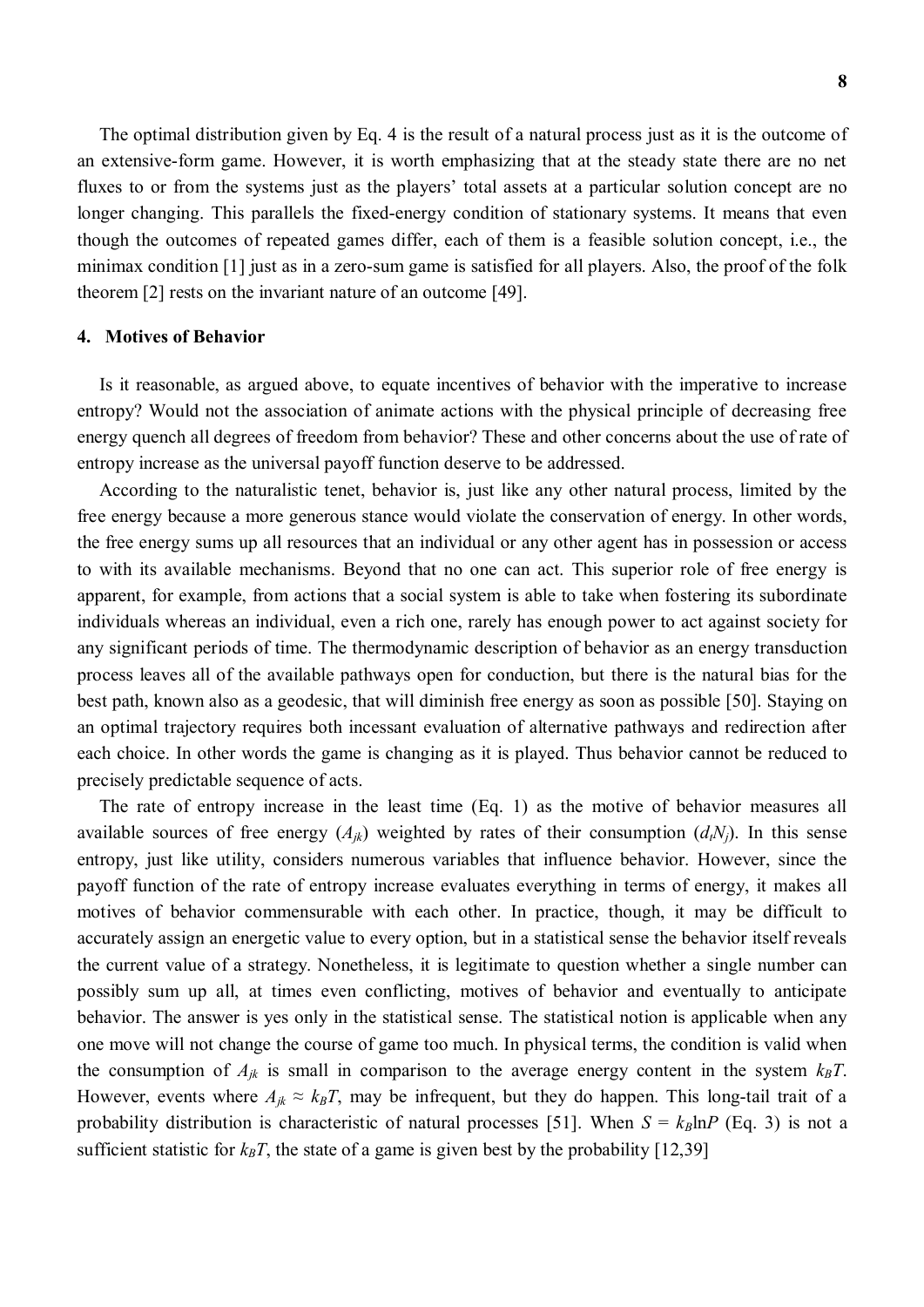The optimal distribution given by Eq. 4 is the result of a natural process just as it is the outcome of an extensive-form game. However, it is worth emphasizing that at the steady state there are no net fluxes to or from the systems just as the players' total assets at a particular solution concept are no longer changing. This parallels the fixed-energy condition of stationary systems. It means that even though the outcomes of repeated games differ, each of them is a feasible solution concept, i.e., the minimax condition [1] just as in a zero-sum game is satisfied for all players. Also, the proof of the folk theorem [2] rests on the invariant nature of an outcome [49].

## 4. Motives of Behavior

Is it reasonable, as argued above, to equate incentives of behavior with the imperative to increase entropy? Would not the association of animate actions with the physical principle of decreasing free energy quench all degrees of freedom from behavior? These and other concerns about the use of rate of entropy increase as the universal payoff function deserve to be addressed.

According to the naturalistic tenet, behavior is, just like any other natural process, limited by the free energy because a more generous stance would violate the conservation of energy. In other words, the free energy sums up all resources that an individual or any other agent has in possession or access to with its available mechanisms. Beyond that no one can act. This superior role of free energy is apparent, for example, from actions that a social system is able to take when fostering its subordinate individuals whereas an individual, even a rich one, rarely has enough power to act against society for any significant periods of time. The thermodynamic description of behavior as an energy transduction process leaves all of the available pathways open for conduction, but there is the natural bias for the best path, known also as a geodesic, that will diminish free energy as soon as possible [50]. Staying on an optimal trajectory requires both incessant evaluation of alternative pathways and redirection after each choice. In other words the game is changing as it is played. Thus behavior cannot be reduced to precisely predictable sequence of acts.

The rate of entropy increase in the least time (Eq. 1) as the motive of behavior measures all available sources of free energy ($A_{jk}$) weighted by rates of their consumption ($d_tN_j$). In this sense entropy, just like utility, considers numerous variables that influence behavior. However, since the payoff function of the rate of entropy increase evaluates everything in terms of energy, it makes all motives of behavior commensurable with each other. In practice, though, it may be difficult to accurately assign an energetic value to every option, but in a statistical sense the behavior itself reveals the current value of a strategy. Nonetheless, it is legitimate to question whether a single number can possibly sum up all, at times even conflicting, motives of behavior and eventually to anticipate behavior. The answer is yes only in the statistical sense. The statistical notion is applicable when any one move will not change the course of game too much. In physical terms, the condition is valid when the consumption of $A_{jk}$ is small in comparison to the average energy content in the system $k_BT$. However, events where $A_{jk} \approx k_BT$, may be infrequent, but they do happen. This long-tail trait of a probability distribution is characteristic of natural processes [51]. When $S = k_B\ln P$ (Eq. 3) is not a sufficient statistic for $k_BT$, the state of a game is given best by the probability [12,39]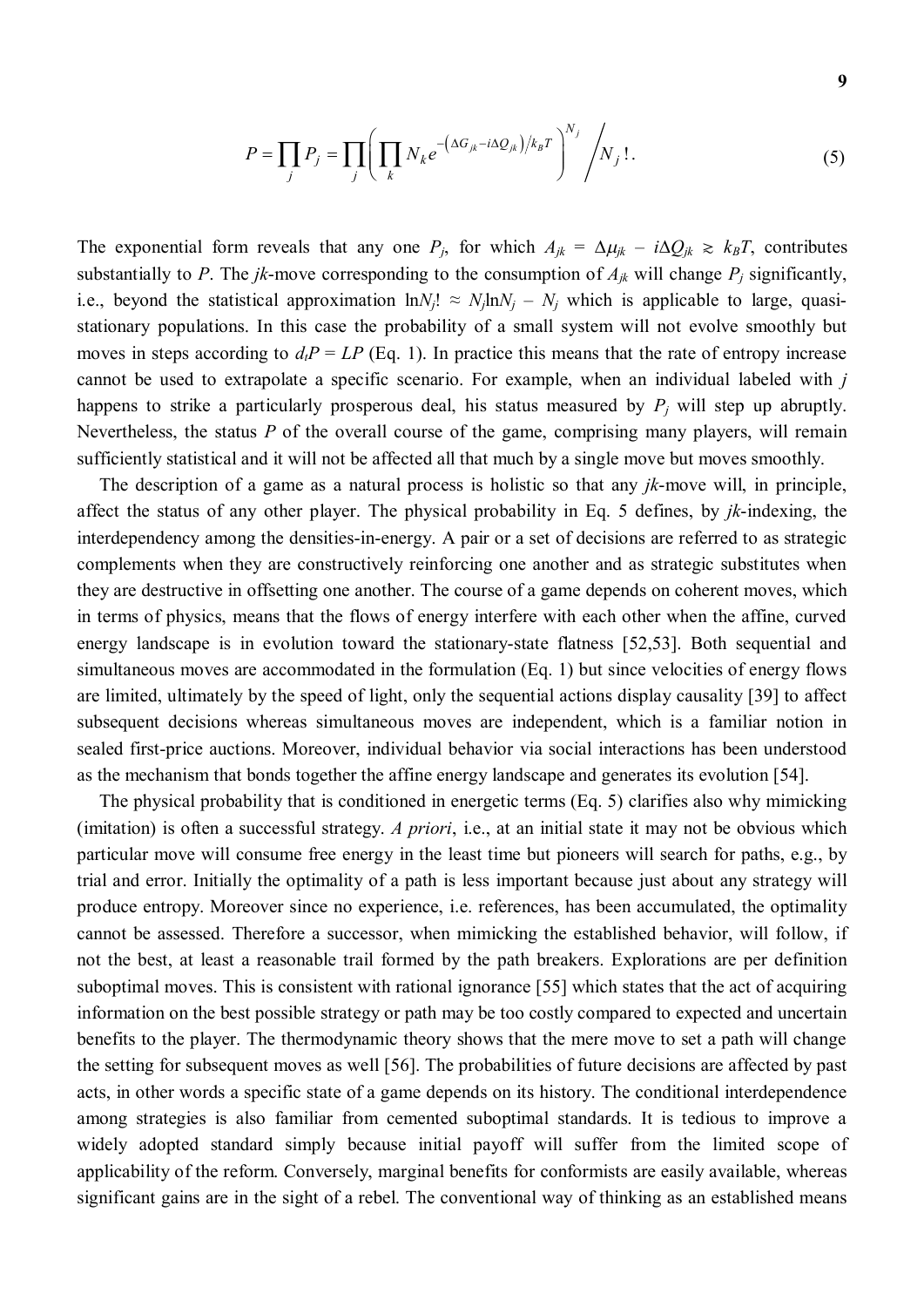$$P = \prod_j P_j = \prod_j \left( \prod_k N_k e^{-\left(\Delta G_{jk} - i\Delta Q_{jk}\right)/k_B T} \right)^{N_j} \Bigg/ N_j!\,. \tag{5}$$

The exponential form reveals that any one $P_j$, for which $A_{jk} = \Delta\mu_{jk} - i\Delta Q_{jk} \gtrsim k_BT$, contributes substantially to $P$. The $jk$-move corresponding to the consumption of $A_{jk}$ will change $P_j$ significantly, i.e., beyond the statistical approximation $\ln N_j! \approx N_j \ln N_j - N_j$ which is applicable to large, quasi-stationary populations. In this case the probability of a small system will not evolve smoothly but moves in steps according to $d_tP = LP$ (Eq. 1). In practice this means that the rate of entropy increase cannot be used to extrapolate a specific scenario. For example, when an individual labeled with $j$ happens to strike a particularly prosperous deal, his status measured by $P_j$ will step up abruptly. Nevertheless, the status $P$ of the overall course of the game, comprising many players, will remain sufficiently statistical and it will not be affected all that much by a single move but moves smoothly.

The description of a game as a natural process is holistic so that any $jk$-move will, in principle, affect the status of any other player. The physical probability in Eq. 5 defines, by $jk$-indexing, the interdependency among the densities-in-energy. A pair or a set of decisions are referred to as strategic complements when they are constructively reinforcing one another and as strategic substitutes when they are destructive in offsetting one another. The course of a game depends on coherent moves, which in terms of physics, means that the flows of energy interfere with each other when the affine, curved energy landscape is in evolution toward the stationary-state flatness [52,53]. Both sequential and simultaneous moves are accommodated in the formulation (Eq. 1) but since velocities of energy flows are limited, ultimately by the speed of light, only the sequential actions display causality [39] to affect subsequent decisions whereas simultaneous moves are independent, which is a familiar notion in sealed first-price auctions. Moreover, individual behavior via social interactions has been understood as the mechanism that bonds together the affine energy landscape and generates its evolution [54].

The physical probability that is conditioned in energetic terms (Eq. 5) clarifies also why mimicking (imitation) is often a successful strategy. *A priori*, i.e., at an initial state it may not be obvious which particular move will consume free energy in the least time but pioneers will search for paths, e.g., by trial and error. Initially the optimality of a path is less important because just about any strategy will produce entropy. Moreover since no experience, i.e. references, has been accumulated, the optimality cannot be assessed. Therefore a successor, when mimicking the established behavior, will follow, if not the best, at least a reasonable trail formed by the path breakers. Explorations are per definition suboptimal moves. This is consistent with rational ignorance [55] which states that the act of acquiring information on the best possible strategy or path may be too costly compared to expected and uncertain benefits to the player. The thermodynamic theory shows that the mere move to set a path will change the setting for subsequent moves as well [56]. The probabilities of future decisions are affected by past acts, in other words a specific state of a game depends on its history. The conditional interdependence among strategies is also familiar from cemented suboptimal standards. It is tedious to improve a widely adopted standard simply because initial payoff will suffer from the limited scope of applicability of the reform. Conversely, marginal benefits for conformists are easily available, whereas significant gains are in the sight of a rebel. The conventional way of thinking as an established means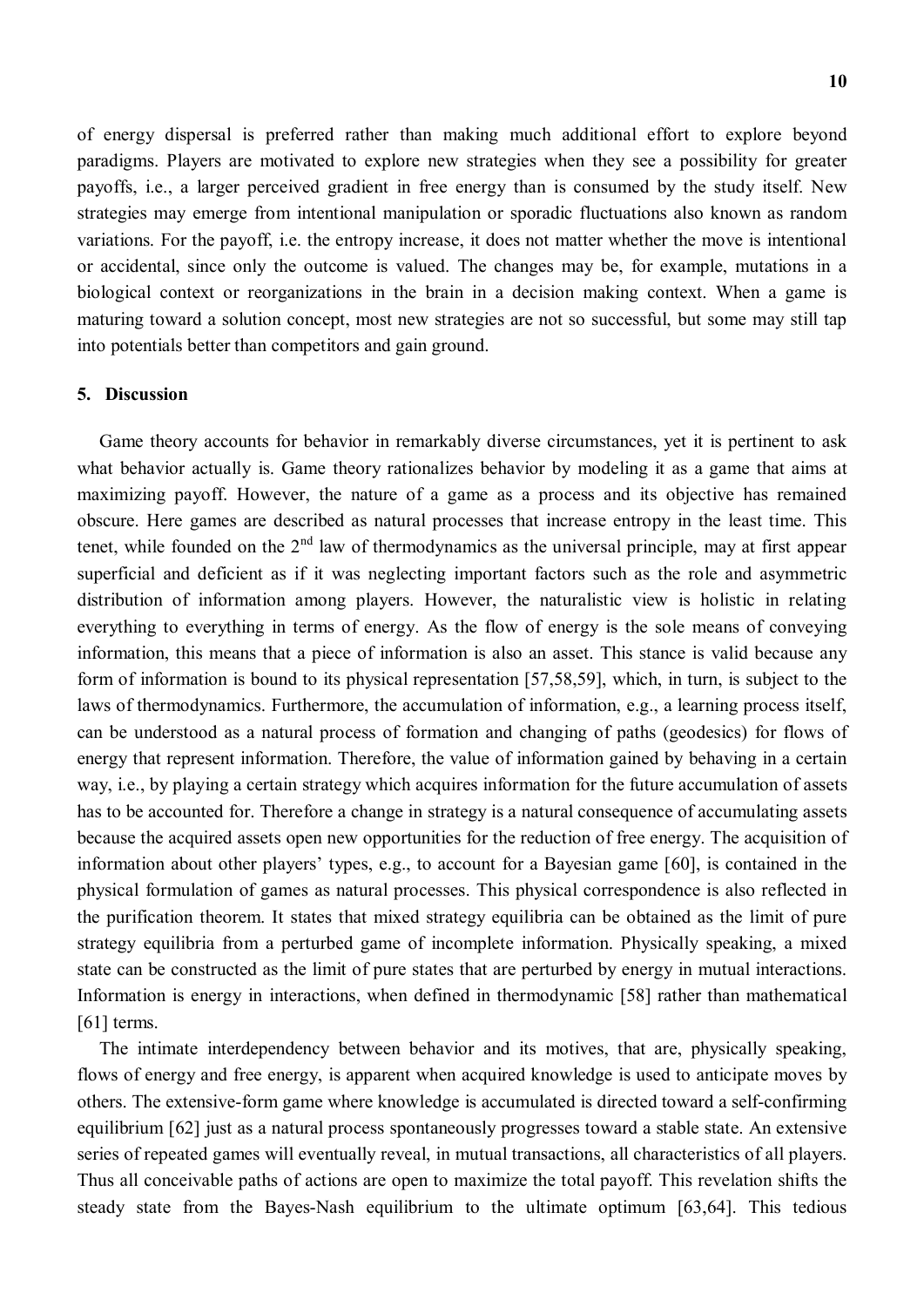of energy dispersal is preferred rather than making much additional effort to explore beyond paradigms. Players are motivated to explore new strategies when they see a possibility for greater payoffs, i.e., a larger perceived gradient in free energy than is consumed by the study itself. New strategies may emerge from intentional manipulation or sporadic fluctuations also known as random variations. For the payoff, i.e. the entropy increase, it does not matter whether the move is intentional or accidental, since only the outcome is valued. The changes may be, for example, mutations in a biological context or reorganizations in the brain in a decision making context. When a game is maturing toward a solution concept, most new strategies are not so successful, but some may still tap into potentials better than competitors and gain ground.

## 5. Discussion

Game theory accounts for behavior in remarkably diverse circumstances, yet it is pertinent to ask what behavior actually is. Game theory rationalizes behavior by modeling it as a game that aims at maximizing payoff. However, the nature of a game as a process and its objective has remained obscure. Here games are described as natural processes that increase entropy in the least time. This tenet, while founded on the 2nd law of thermodynamics as the universal principle, may at first appear superficial and deficient as if it was neglecting important factors such as the role and asymmetric distribution of information among players. However, the naturalistic view is holistic in relating everything to everything in terms of energy. As the flow of energy is the sole means of conveying information, this means that a piece of information is also an asset. This stance is valid because any form of information is bound to its physical representation [57,58,59], which, in turn, is subject to the laws of thermodynamics. Furthermore, the accumulation of information, e.g., a learning process itself, can be understood as a natural process of formation and changing of paths (geodesics) for flows of energy that represent information. Therefore, the value of information gained by behaving in a certain way, i.e., by playing a certain strategy which acquires information for the future accumulation of assets has to be accounted for. Therefore a change in strategy is a natural consequence of accumulating assets because the acquired assets open new opportunities for the reduction of free energy. The acquisition of information about other players' types, e.g., to account for a Bayesian game [60], is contained in the physical formulation of games as natural processes. This physical correspondence is also reflected in the purification theorem. It states that mixed strategy equilibria can be obtained as the limit of pure strategy equilibria from a perturbed game of incomplete information. Physically speaking, a mixed state can be constructed as the limit of pure states that are perturbed by energy in mutual interactions. Information is energy in interactions, when defined in thermodynamic [58] rather than mathematical [61] terms.

The intimate interdependency between behavior and its motives, that are, physically speaking, flows of energy and free energy, is apparent when acquired knowledge is used to anticipate moves by others. The extensive-form game where knowledge is accumulated is directed toward a self-confirming equilibrium [62] just as a natural process spontaneously progresses toward a stable state. An extensive series of repeated games will eventually reveal, in mutual transactions, all characteristics of all players. Thus all conceivable paths of actions are open to maximize the total payoff. This revelation shifts the steady state from the Bayes-Nash equilibrium to the ultimate optimum [63,64]. This tedious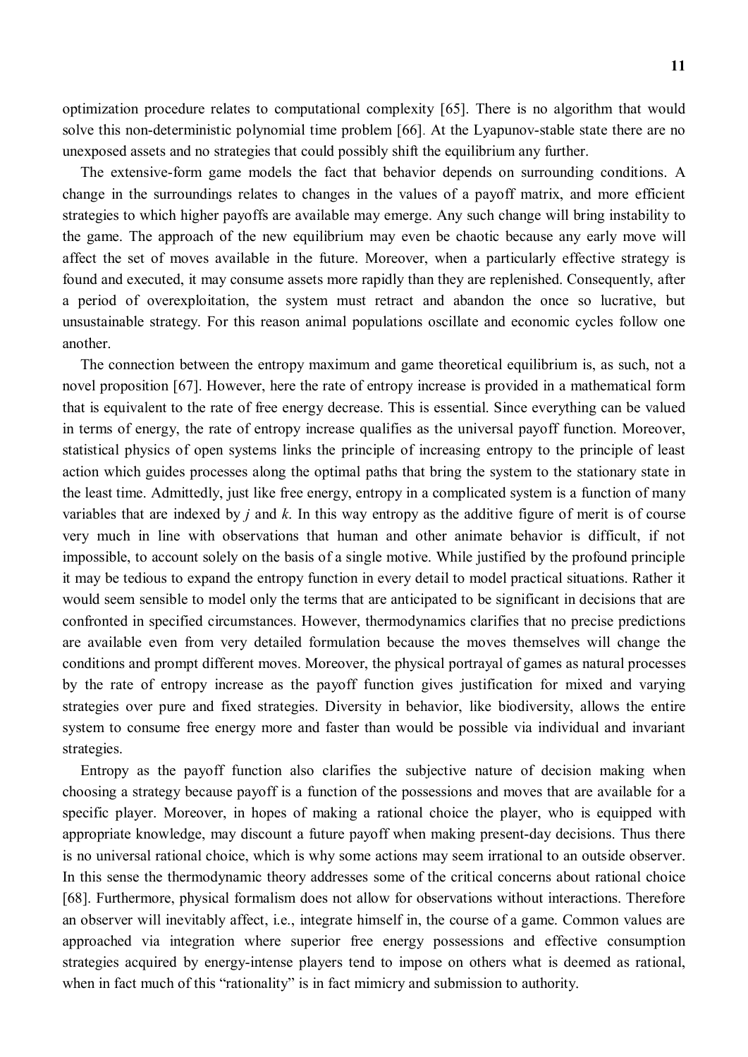optimization procedure relates to computational complexity [65]. There is no algorithm that would solve this non-deterministic polynomial time problem [66]. At the Lyapunov-stable state there are no unexposed assets and no strategies that could possibly shift the equilibrium any further.

The extensive-form game models the fact that behavior depends on surrounding conditions. A change in the surroundings relates to changes in the values of a payoff matrix, and more efficient strategies to which higher payoffs are available may emerge. Any such change will bring instability to the game. The approach of the new equilibrium may even be chaotic because any early move will affect the set of moves available in the future. Moreover, when a particularly effective strategy is found and executed, it may consume assets more rapidly than they are replenished. Consequently, after a period of overexploitation, the system must retract and abandon the once so lucrative, but unsustainable strategy. For this reason animal populations oscillate and economic cycles follow one another.

The connection between the entropy maximum and game theoretical equilibrium is, as such, not a novel proposition [67]. However, here the rate of entropy increase is provided in a mathematical form that is equivalent to the rate of free energy decrease. This is essential. Since everything can be valued in terms of energy, the rate of entropy increase qualifies as the universal payoff function. Moreover, statistical physics of open systems links the principle of increasing entropy to the principle of least action which guides processes along the optimal paths that bring the system to the stationary state in the least time. Admittedly, just like free energy, entropy in a complicated system is a function of many variables that are indexed by $j$ and $k$. In this way entropy as the additive figure of merit is of course very much in line with observations that human and other animate behavior is difficult, if not impossible, to account solely on the basis of a single motive. While justified by the profound principle it may be tedious to expand the entropy function in every detail to model practical situations. Rather it would seem sensible to model only the terms that are anticipated to be significant in decisions that are confronted in specified circumstances. However, thermodynamics clarifies that no precise predictions are available even from very detailed formulation because the moves themselves will change the conditions and prompt different moves. Moreover, the physical portrayal of games as natural processes by the rate of entropy increase as the payoff function gives justification for mixed and varying strategies over pure and fixed strategies. Diversity in behavior, like biodiversity, allows the entire system to consume free energy more and faster than would be possible via individual and invariant strategies.

Entropy as the payoff function also clarifies the subjective nature of decision making when choosing a strategy because payoff is a function of the possessions and moves that are available for a specific player. Moreover, in hopes of making a rational choice the player, who is equipped with appropriate knowledge, may discount a future payoff when making present-day decisions. Thus there is no universal rational choice, which is why some actions may seem irrational to an outside observer. In this sense the thermodynamic theory addresses some of the critical concerns about rational choice [68]. Furthermore, physical formalism does not allow for observations without interactions. Therefore an observer will inevitably affect, i.e., integrate himself in, the course of a game. Common values are approached via integration where superior free energy possessions and effective consumption strategies acquired by energy-intense players tend to impose on others what is deemed as rational, when in fact much of this "rationality" is in fact mimicry and submission to authority.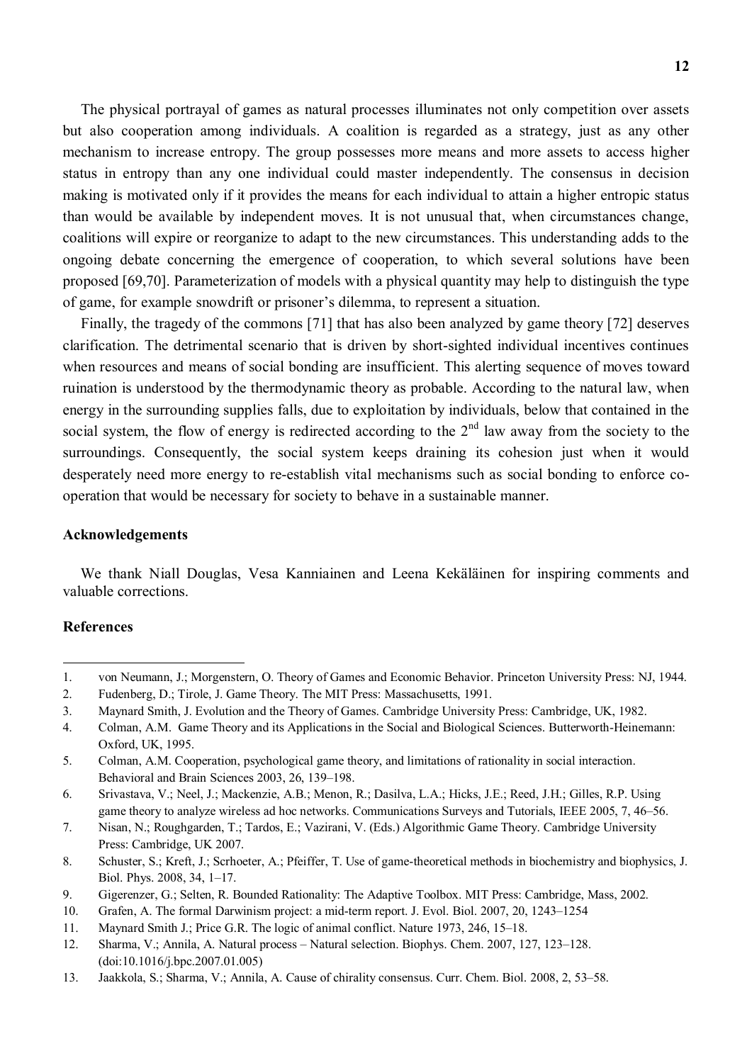The physical portrayal of games as natural processes illuminates not only competition over assets but also cooperation among individuals. A coalition is regarded as a strategy, just as any other mechanism to increase entropy. The group possesses more means and more assets to access higher status in entropy than any one individual could master independently. The consensus in decision making is motivated only if it provides the means for each individual to attain a higher entropic status than would be available by independent moves. It is not unusual that, when circumstances change, coalitions will expire or reorganize to adapt to the new circumstances. This understanding adds to the ongoing debate concerning the emergence of cooperation, to which several solutions have been proposed [69,70]. Parameterization of models with a physical quantity may help to distinguish the type of game, for example snowdrift or prisoner's dilemma, to represent a situation.

Finally, the tragedy of the commons [71] that has also been analyzed by game theory [72] deserves clarification. The detrimental scenario that is driven by short-sighted individual incentives continues when resources and means of social bonding are insufficient. This alerting sequence of moves toward ruination is understood by the thermodynamic theory as probable. According to the natural law, when energy in the surrounding supplies falls, due to exploitation by individuals, below that contained in the social system, the flow of energy is redirected according to the 2nd law away from the society to the surroundings. Consequently, the social system keeps draining its cohesion just when it would desperately need more energy to re-establish vital mechanisms such as social bonding to enforce co-operation that would be necessary for society to behave in a sustainable manner.

**Acknowledgements**

We thank Niall Douglas, Vesa Kanniainen and Leena Kekäläinen for inspiring comments and valuable corrections.

**References**

1. von Neumann, J.; Morgenstern, O. Theory of Games and Economic Behavior. Princeton University Press: NJ, 1944.
2. Fudenberg, D.; Tirole, J. Game Theory. The MIT Press: Massachusetts, 1991.
3. Maynard Smith, J. Evolution and the Theory of Games. Cambridge University Press: Cambridge, UK, 1982.
4. Colman, A.M. Game Theory and its Applications in the Social and Biological Sciences. Butterworth-Heinemann: Oxford, UK, 1995.
5. Colman, A.M. Cooperation, psychological game theory, and limitations of rationality in social interaction. Behavioral and Brain Sciences 2003, 26, 139–198.
6. Srivastava, V.; Neel, J.; Mackenzie, A.B.; Menon, R.; Dasilva, L.A.; Hicks, J.E.; Reed, J.H.; Gilles, R.P. Using game theory to analyze wireless ad hoc networks. Communications Surveys and Tutorials, IEEE 2005, 7, 46–56.
7. Nisan, N.; Roughgarden, T.; Tardos, E.; Vazirani, V. (Eds.) Algorithmic Game Theory. Cambridge University Press: Cambridge, UK 2007.
8. Schuster, S.; Kreft, J.; Scrhoeter, A.; Pfeiffer, T. Use of game-theoretical methods in biochemistry and biophysics, J. Biol. Phys. 2008, 34, 1–17.
9. Gigerenzer, G.; Selten, R. Bounded Rationality: The Adaptive Toolbox. MIT Press: Cambridge, Mass, 2002.
10. Grafen, A. The formal Darwinism project: a mid-term report. J. Evol. Biol. 2007, 20, 1243–1254
11. Maynard Smith J.; Price G.R. The logic of animal conflict. Nature 1973, 246, 15–18.
12. Sharma, V.; Annila, A. Natural process – Natural selection. Biophys. Chem. 2007, 127, 123–128. (doi:10.1016/j.bpc.2007.01.005)
13. Jaakkola, S.; Sharma, V.; Annila, A. Cause of chirality consensus. Curr. Chem. Biol. 2008, 2, 53–58.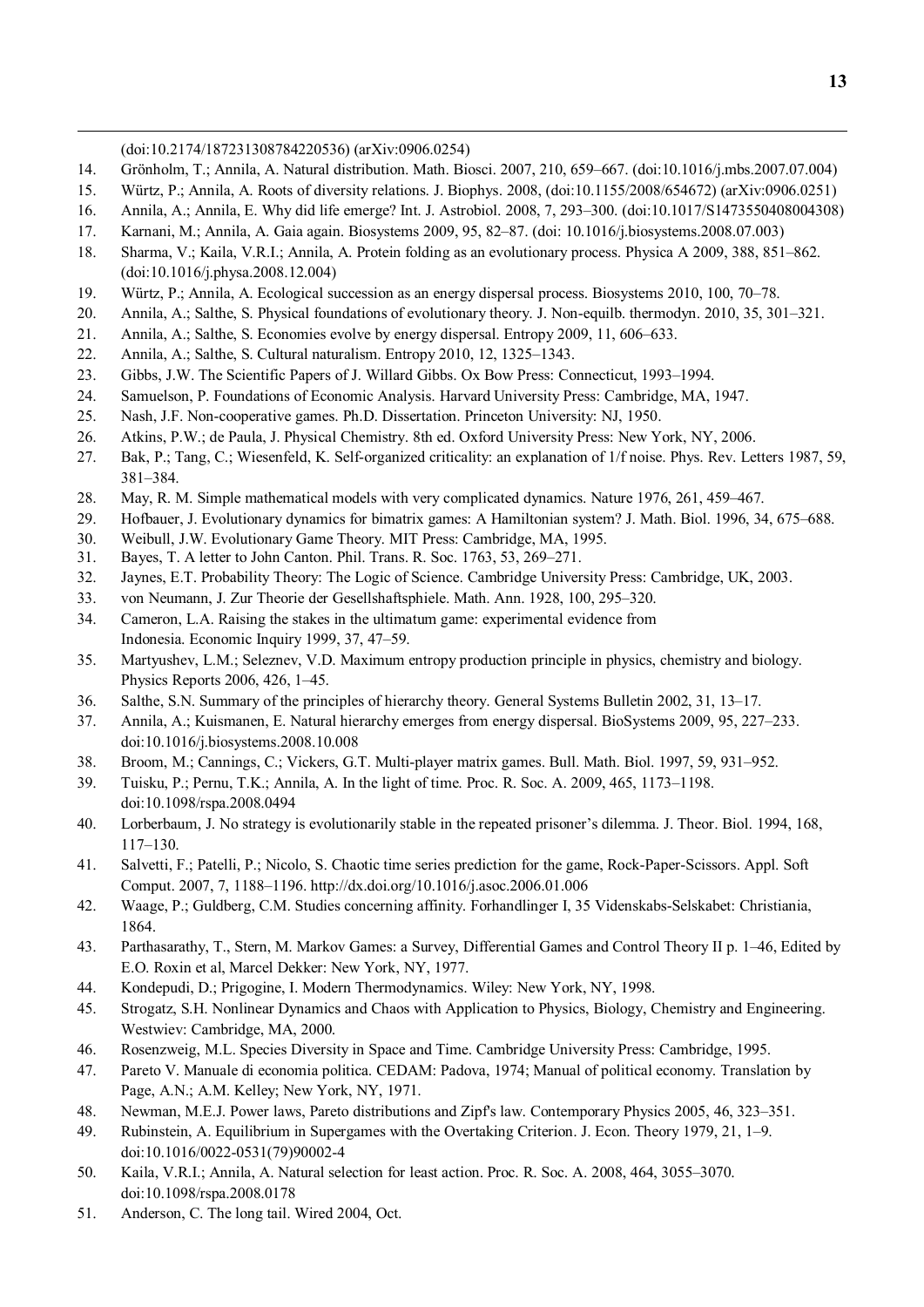(doi:10.2174/187231308784220536) (arXiv:0906.0254)

14. Grönholm, T.; Annila, A. Natural distribution. Math. Biosci. 2007, 210, 659–667. (doi:10.1016/j.mbs.2007.07.004)
15. Würtz, P.; Annila, A. Roots of diversity relations. J. Biophys. 2008, (doi:10.1155/2008/654672) (arXiv:0906.0251)
16. Annila, A.; Annila, E. Why did life emerge? Int. J. Astrobiol. 2008, 7, 293–300. (doi:10.1017/S1473550408004308)
17. Karnani, M.; Annila, A. Gaia again. Biosystems 2009, 95, 82–87. (doi: 10.1016/j.biosystems.2008.07.003)
18. Sharma, V.; Kaila, V.R.I.; Annila, A. Protein folding as an evolutionary process. Physica A 2009, 388, 851–862. (doi:10.1016/j.physa.2008.12.004)
19. Würtz, P.; Annila, A. Ecological succession as an energy dispersal process. Biosystems 2010, 100, 70–78.
20. Annila, A.; Salthe, S. Physical foundations of evolutionary theory. J. Non-equilb. thermodyn. 2010, 35, 301–321.
21. Annila, A.; Salthe, S. Economies evolve by energy dispersal. Entropy 2009, 11, 606–633.
22. Annila, A.; Salthe, S. Cultural naturalism. Entropy 2010, 12, 1325–1343.
23. Gibbs, J.W. The Scientific Papers of J. Willard Gibbs. Ox Bow Press: Connecticut, 1993–1994.
24. Samuelson, P. Foundations of Economic Analysis. Harvard University Press: Cambridge, MA, 1947.
25. Nash, J.F. Non-cooperative games. Ph.D. Dissertation. Princeton University: NJ, 1950.
26. Atkins, P.W.; de Paula, J. Physical Chemistry. 8th ed. Oxford University Press: New York, NY, 2006.
27. Bak, P.; Tang, C.; Wiesenfeld, K. Self-organized criticality: an explanation of 1/f noise. Phys. Rev. Letters 1987, 59, 381–384.
28. May, R. M. Simple mathematical models with very complicated dynamics. Nature 1976, 261, 459–467.
29. Hofbauer, J. Evolutionary dynamics for bimatrix games: A Hamiltonian system? J. Math. Biol. 1996, 34, 675–688.
30. Weibull, J.W. Evolutionary Game Theory. MIT Press: Cambridge, MA, 1995.
31. Bayes, T. A letter to John Canton. Phil. Trans. R. Soc. 1763, 53, 269–271.
32. Jaynes, E.T. Probability Theory: The Logic of Science. Cambridge University Press: Cambridge, UK, 2003.
33. von Neumann, J. Zur Theorie der Gesellshaftsphiele. Math. Ann. 1928, 100, 295–320.
34. Cameron, L.A. Raising the stakes in the ultimatum game: experimental evidence from Indonesia. Economic Inquiry 1999, 37, 47–59.
35. Martyushev, L.M.; Seleznev, V.D. Maximum entropy production principle in physics, chemistry and biology. Physics Reports 2006, 426, 1–45.
36. Salthe, S.N. Summary of the principles of hierarchy theory. General Systems Bulletin 2002, 31, 13–17.
37. Annila, A.; Kuismanen, E. Natural hierarchy emerges from energy dispersal. BioSystems 2009, 95, 227–233. doi:10.1016/j.biosystems.2008.10.008
38. Broom, M.; Cannings, C.; Vickers, G.T. Multi-player matrix games. Bull. Math. Biol. 1997, 59, 931–952.
39. Tuisku, P.; Pernu, T.K.; Annila, A. In the light of time. Proc. R. Soc. A. 2009, 465, 1173–1198. doi:10.1098/rspa.2008.0494
40. Lorberbaum, J. No strategy is evolutionarily stable in the repeated prisoner's dilemma. J. Theor. Biol. 1994, 168, 117–130.
41. Salvetti, F.; Patelli, P.; Nicolo, S. Chaotic time series prediction for the game, Rock-Paper-Scissors. Appl. Soft Comput. 2007, 7, 1188–1196. http://dx.doi.org/10.1016/j.asoc.2006.01.006
42. Waage, P.; Guldberg, C.M. Studies concerning affinity. Forhandlinger I, 35 Videnskabs-Selskabet: Christiania, 1864.
43. Parthasarathy, T., Stern, M. Markov Games: a Survey, Differential Games and Control Theory II p. 1–46, Edited by E.O. Roxin et al, Marcel Dekker: New York, NY, 1977.
44. Kondepudi, D.; Prigogine, I. Modern Thermodynamics. Wiley: New York, NY, 1998.
45. Strogatz, S.H. Nonlinear Dynamics and Chaos with Application to Physics, Biology, Chemistry and Engineering. Westwiev: Cambridge, MA, 2000.
46. Rosenzweig, M.L. Species Diversity in Space and Time. Cambridge University Press: Cambridge, 1995.
47. Pareto V. Manuale di economia politica. CEDAM: Padova, 1974; Manual of political economy. Translation by Page, A.N.; A.M. Kelley; New York, NY, 1971.
48. Newman, M.E.J. Power laws, Pareto distributions and Zipf's law. Contemporary Physics 2005, 46, 323–351.
49. Rubinstein, A. Equilibrium in Supergames with the Overtaking Criterion. J. Econ. Theory 1979, 21, 1–9. doi:10.1016/0022-0531(79)90002-4
50. Kaila, V.R.I.; Annila, A. Natural selection for least action. Proc. R. Soc. A. 2008, 464, 3055–3070. doi:10.1098/rspa.2008.0178
51. Anderson, C. The long tail. Wired 2004, Oct.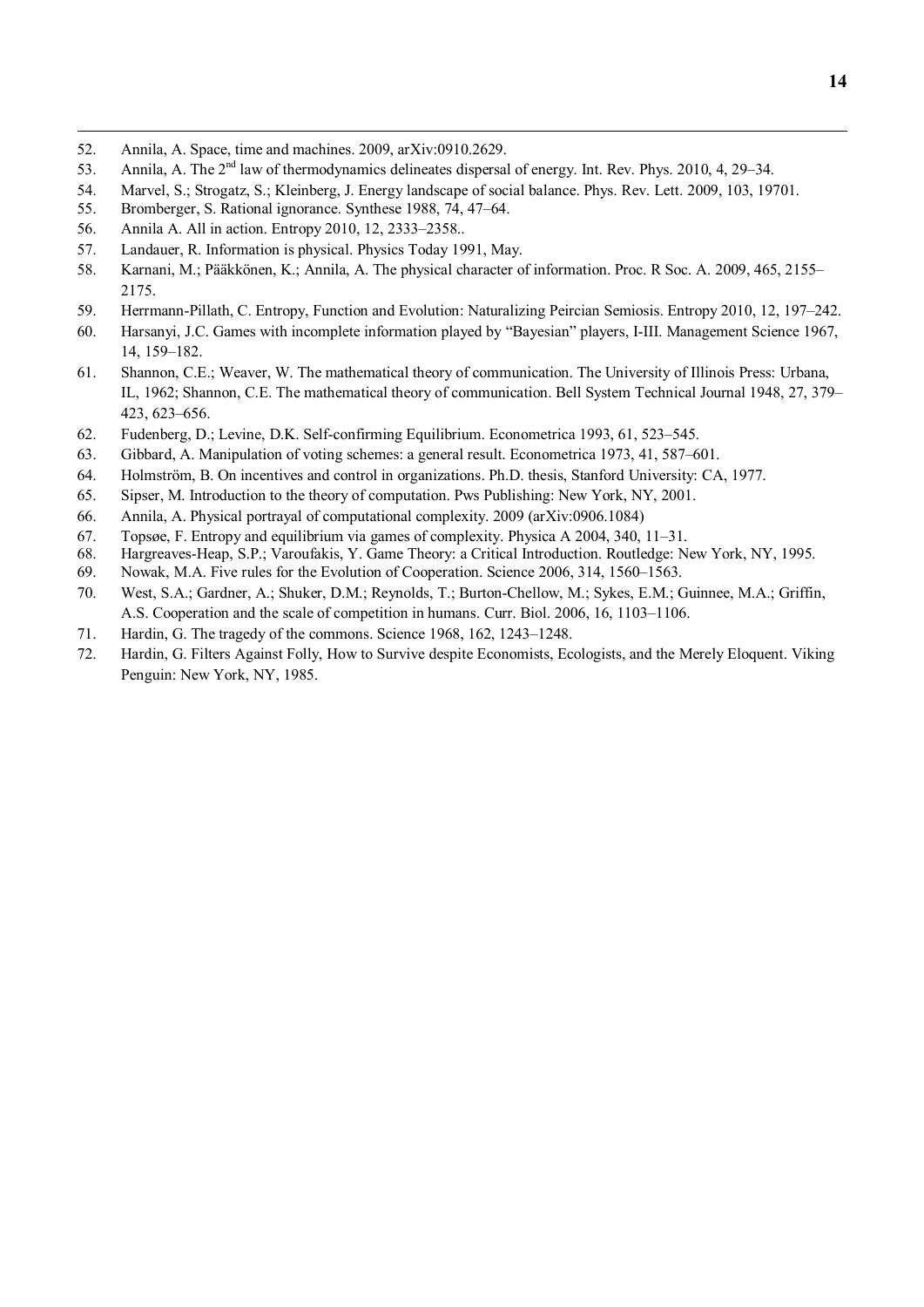52. Annila, A. Space, time and machines. 2009, arXiv:0910.2629.
53. Annila, A. The 2[nd] law of thermodynamics delineates dispersal of energy. Int. Rev. Phys. 2010, 4, 29–34.
54. Marvel, S.; Strogatz, S.; Kleinberg, J. Energy landscape of social balance. Phys. Rev. Lett. 2009, 103, 19701.
55. Bromberger, S. Rational ignorance. Synthese 1988, 74, 47–64.
56. Annila A. All in action. Entropy 2010, 12, 2333–2358..
57. Landauer, R. Information is physical. Physics Today 1991, May.
58. Karnani, M.; Pääkkönen, K.; Annila, A. The physical character of information. Proc. R Soc. A. 2009, 465, 2155–2175.
59. Herrmann-Pillath, C. Entropy, Function and Evolution: Naturalizing Peircian Semiosis. Entropy 2010, 12, 197–242.
60. Harsanyi, J.C. Games with incomplete information played by "Bayesian" players, I-III. Management Science 1967, 14, 159–182.
61. Shannon, C.E.; Weaver, W. The mathematical theory of communication. The University of Illinois Press: Urbana, IL, 1962; Shannon, C.E. The mathematical theory of communication. Bell System Technical Journal 1948, 27, 379–423, 623–656.
62. Fudenberg, D.; Levine, D.K. Self-confirming Equilibrium. Econometrica 1993, 61, 523–545.
63. Gibbard, A. Manipulation of voting schemes: a general result. Econometrica 1973, 41, 587–601.
64. Holmström, B. On incentives and control in organizations. Ph.D. thesis, Stanford University: CA, 1977.
65. Sipser, M. Introduction to the theory of computation. Pws Publishing: New York, NY, 2001.
66. Annila, A. Physical portrayal of computational complexity. 2009 (arXiv:0906.1084)
67. Topsøe, F. Entropy and equilibrium via games of complexity. Physica A 2004, 340, 11–31.
68. Hargreaves-Heap, S.P.; Varoufakis, Y. Game Theory: a Critical Introduction. Routledge: New York, NY, 1995.
69. Nowak, M.A. Five rules for the Evolution of Cooperation. Science 2006, 314, 1560–1563.
70. West, S.A.; Gardner, A.; Shuker, D.M.; Reynolds, T.; Burton-Chellow, M.; Sykes, E.M.; Guinnee, M.A.; Griffin, A.S. Cooperation and the scale of competition in humans. Curr. Biol. 2006, 16, 1103–1106.
71. Hardin, G. The tragedy of the commons. Science 1968, 162, 1243–1248.
72. Hardin, G. Filters Against Folly, How to Survive despite Economists, Ecologists, and the Merely Eloquent. Viking Penguin: New York, NY, 1985.